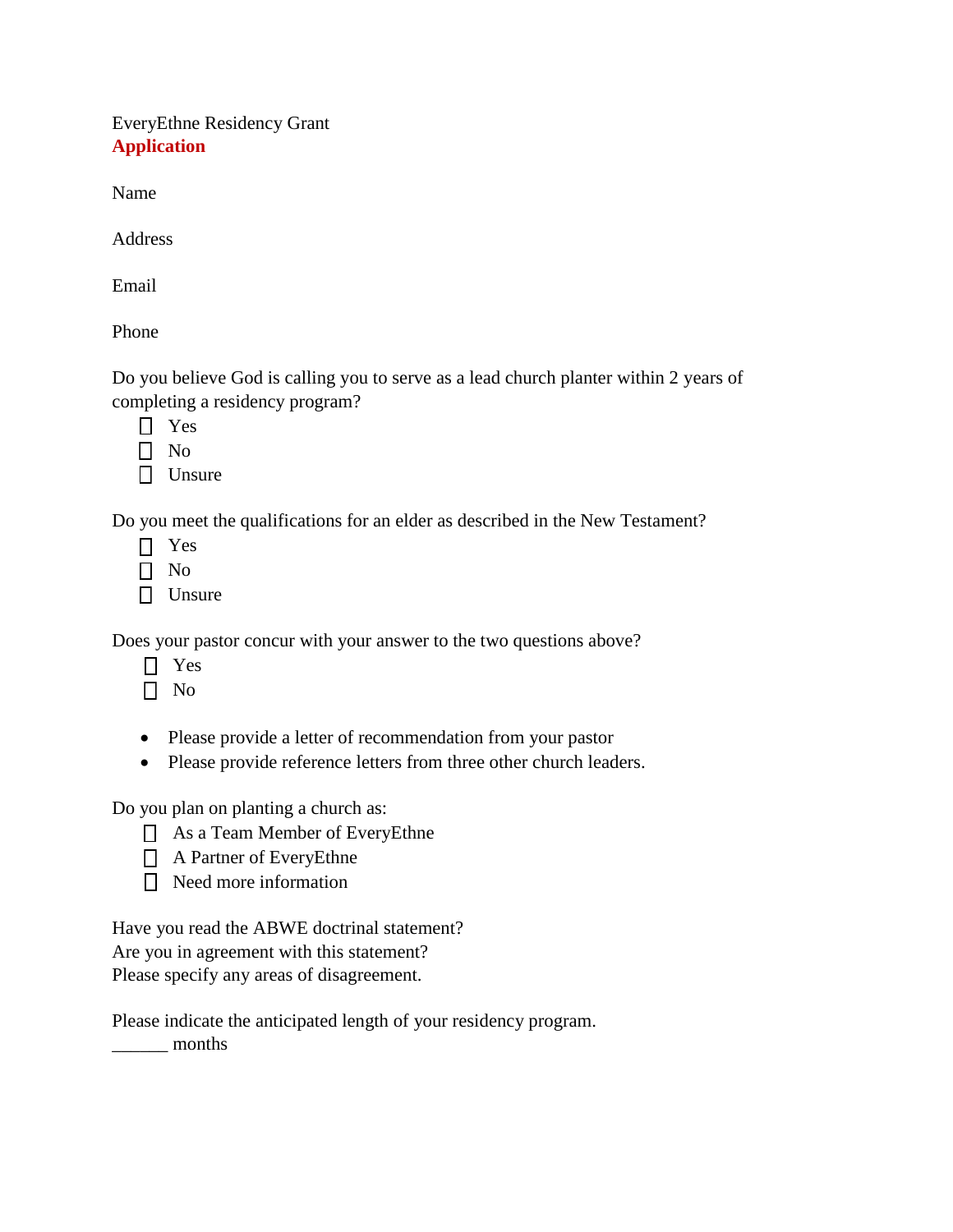EveryEthne Residency Grant
**Application**

Name

Address

Email

Phone

Do you believe God is calling you to serve as a lead church planter within 2 years of completing a residency program?

- [ ] Yes
- [ ] No
- [ ] Unsure

Do you meet the qualifications for an elder as described in the New Testament?

- [ ] Yes
- [ ] No
- [ ] Unsure

Does your pastor concur with your answer to the two questions above?

- [ ] Yes
- [ ] No

- Please provide a letter of recommendation from your pastor
- Please provide reference letters from three other church leaders.

Do you plan on planting a church as:

- [ ] As a Team Member of EveryEthne
- [ ] A Partner of EveryEthne
- [ ] Need more information

Have you read the ABWE doctrinal statement?
Are you in agreement with this statement?
Please specify any areas of disagreement.

Please indicate the anticipated length of your residency program.
______ months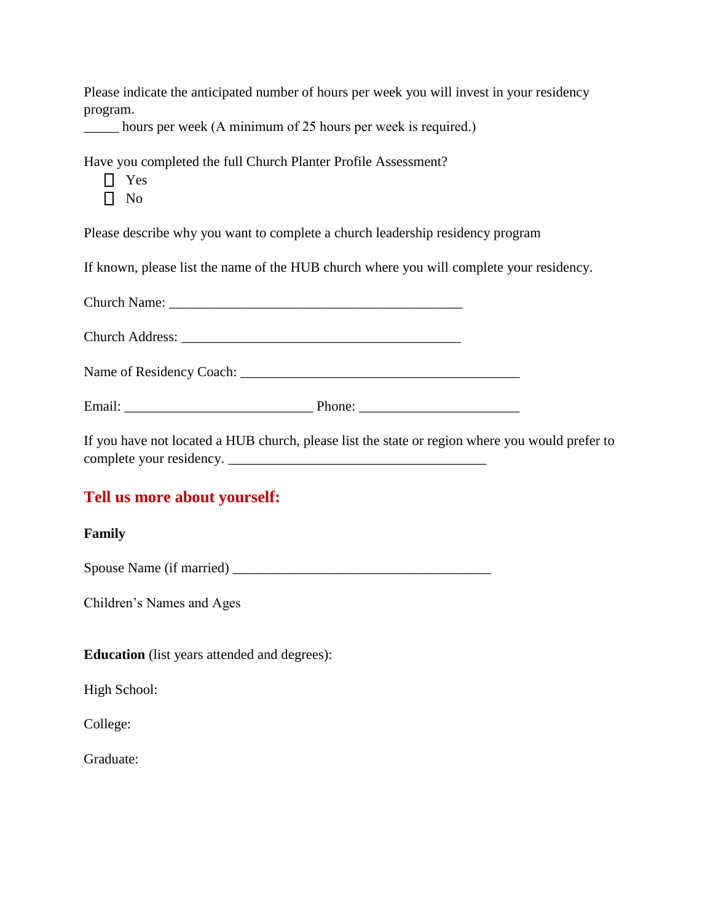Please indicate the anticipated number of hours per week you will invest in your residency program.

_____ hours per week (A minimum of 25 hours per week is required.)

Have you completed the full Church Planter Profile Assessment?

- ☐ Yes
- ☐ No

Please describe why you want to complete a church leadership residency program

If known, please list the name of the HUB church where you will complete your residency.

Church Name: ___________________________________________

Church Address: _________________________________________

Name of Residency Coach: _________________________________________

Email: ___________________________ Phone: _______________________

If you have not located a HUB church, please list the state or region where you would prefer to complete your residency. _____________________________________

## Tell us more about yourself:

**Family**

Spouse Name (if married) _____________________________________

Children's Names and Ages

**Education** (list years attended and degrees):

High School:

College:

Graduate: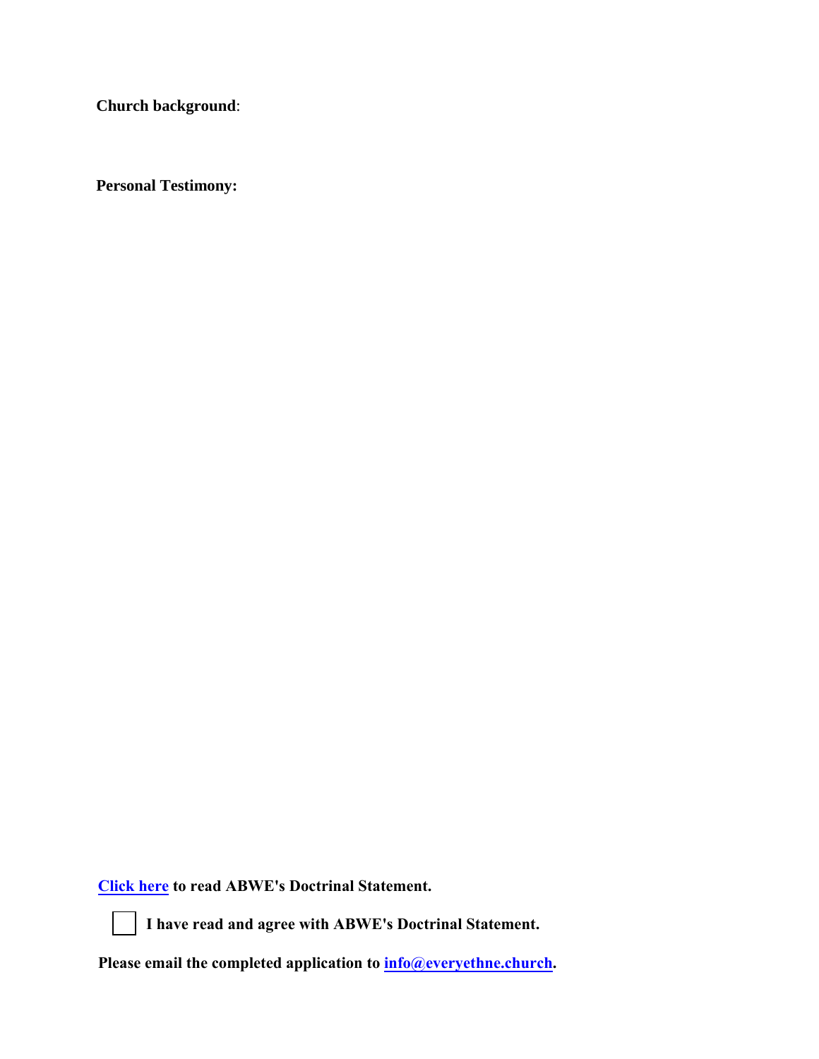**Church background**:

**Personal Testimony:**

Click here to read ABWE's Doctrinal Statement.

- [ ] I have read and agree with ABWE's Doctrinal Statement.

Please email the completed application to info@everyethne.church.